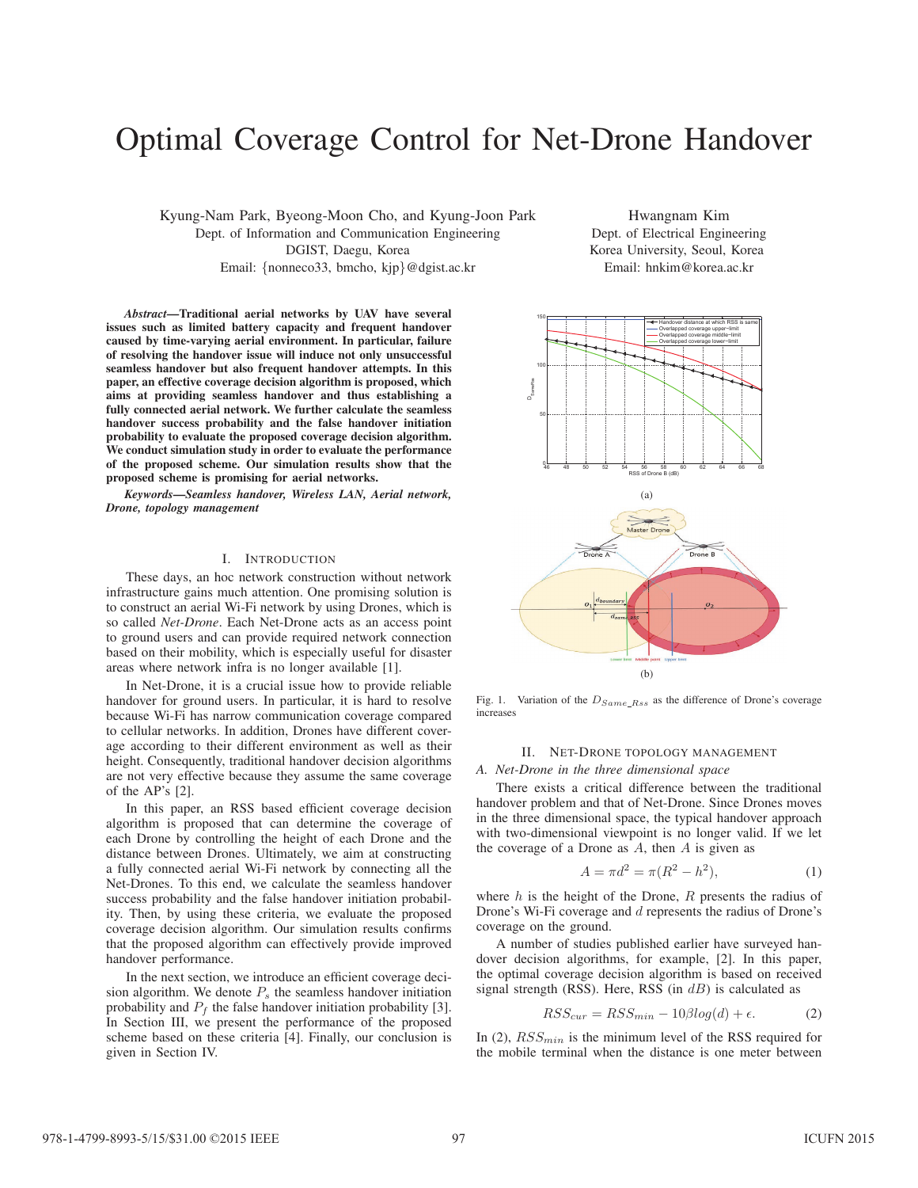# Optimal Coverage Control for Net-Drone Handover

Kyung-Nam Park, Byeong-Moon Cho, and Kyung-Joon Park
Dept. of Information and Communication Engineering
DGIST, Daegu, Korea
Email: {nonneco33, bmcho, kjp}@dgist.ac.kr

Hwangnam Kim
Dept. of Electrical Engineering
Korea University, Seoul, Korea
Email: hnkim@korea.ac.kr

***Abstract*—Traditional aerial networks by UAV have several issues such as limited battery capacity and frequent handover caused by time-varying aerial environment. In particular, failure of resolving the handover issue will induce not only unsuccessful seamless handover but also frequent handover attempts. In this paper, an effective coverage decision algorithm is proposed, which aims at providing seamless handover and thus establishing a fully connected aerial network. We further calculate the seamless handover success probability and the false handover initiation probability to evaluate the proposed coverage decision algorithm. We conduct simulation study in order to evaluate the performance of the proposed scheme. Our simulation results show that the proposed scheme is promising for aerial networks.**

***Keywords*—Seamless handover, Wireless LAN, Aerial network, Drone, topology management**

## I. Introduction

These days, an hoc network construction without network infrastructure gains much attention. One promising solution is to construct an aerial Wi-Fi network by using Drones, which is so called *Net-Drone*. Each Net-Drone acts as an access point to ground users and can provide required network connection based on their mobility, which is especially useful for disaster areas where network infra is no longer available [1].

In Net-Drone, it is a crucial issue how to provide reliable handover for ground users. In particular, it is hard to resolve because Wi-Fi has narrow communication coverage compared to cellular networks. In addition, Drones have different coverage according to their different environment as well as their height. Consequently, traditional handover decision algorithms are not very effective because they assume the same coverage of the AP's [2].

In this paper, an RSS based efficient coverage decision algorithm is proposed that can determine the coverage of each Drone by controlling the height of each Drone and the distance between Drones. Ultimately, we aim at constructing a fully connected aerial Wi-Fi network by connecting all the Net-Drones. To this end, we calculate the seamless handover success probability and the false handover initiation probability. Then, by using these criteria, we evaluate the proposed coverage decision algorithm. Our simulation results confirms that the proposed algorithm can effectively provide improved handover performance.

In the next section, we introduce an efficient coverage decision algorithm. We denote $P_s$ the seamless handover initiation probability and $P_f$ the false handover initiation probability [3]. In Section III, we present the performance of the proposed scheme based on these criteria [4]. Finally, our conclusion is given in Section IV.

150
100
50
0
46 48 50 52 54 56 58 60 62 64 66 68
RSS of Drone B (dB)
$D_{SameRss}$
Handover distance at which RSS is same
Overlapped coverage upper−limit
Overlapped coverage middle−limit
Overlapped coverage lower−limit

(a)

Master Drone
Drone A
Drone B
$O_1$
$d_{boundary}$
$d_{same\_RSS}$
$O_2$
Lower limit
Middle point
Upper limit

(b)

Fig. 1. Variation of the $D_{Same\_Rss}$ as the difference of Drone's coverage increases

## II. Net-Drone topology management

### A. Net-Drone in the three dimensional space

There exists a critical difference between the traditional handover problem and that of Net-Drone. Since Drones moves in the three dimensional space, the typical handover approach with two-dimensional viewpoint is no longer valid. If we let the coverage of a Drone as $A$, then $A$ is given as

$$A = \pi d^2 = \pi(R^2 - h^2), \tag{1}$$

where $h$ is the height of the Drone, $R$ presents the radius of Drone's Wi-Fi coverage and $d$ represents the radius of Drone's coverage on the ground.

A number of studies published earlier have surveyed handover decision algorithms, for example, [2]. In this paper, the optimal coverage decision algorithm is based on received signal strength (RSS). Here, RSS (in $dB$) is calculated as

$$RSS_{cur} = RSS_{min} - 10\beta log(d) + \epsilon. \tag{2}$$

In (2), $RSS_{min}$ is the minimum level of the RSS required for the mobile terminal when the distance is one meter between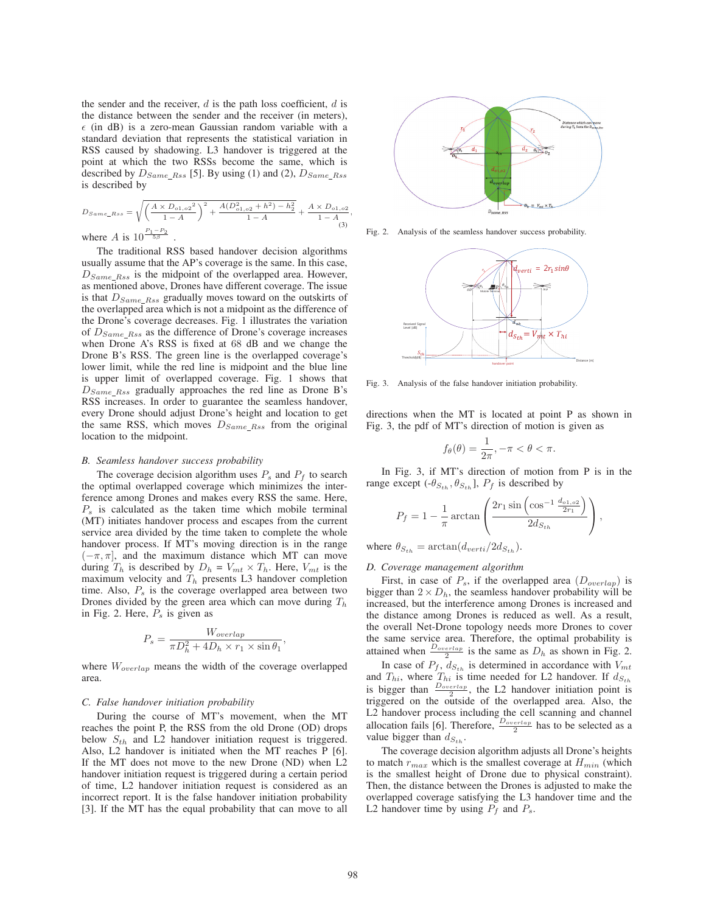the sender and the receiver, $d$ is the path loss coefficient, $d$ is the distance between the sender and the receiver (in meters), $\epsilon$ (in dB) is a zero-mean Gaussian random variable with a standard deviation that represents the statistical variation in RSS caused by shadowing. L3 handover is triggered at the point at which the two RSSs become the same, which is described by $D_{Same\_Rss}$ [5]. By using (1) and (2), $D_{Same\_Rss}$ is described by

$$D_{Same\_Rss} = \sqrt{\left(\frac{A \times D_{o1,o2}}{1-A}\right)^2 + \frac{A(D_{o1,o2}^2 + h^2) - h_2^2}{1-A}} + \frac{A \times D_{o1,o2}}{1-A}, \quad (3)$$

where $A$ is $10^{\frac{P_1 - P_2}{5\beta}}$ .

The traditional RSS based handover decision algorithms usually assume that the AP's coverage is the same. In this case, $D_{Same\_Rss}$ is the midpoint of the overlapped area. However, as mentioned above, Drones have different coverage. The issue is that $D_{Same\_Rss}$ gradually moves toward on the outskirts of the overlapped area which is not a midpoint as the difference of the Drone's coverage decreases. Fig. 1 illustrates the variation of $D_{Same\_Rss}$ as the difference of Drone's coverage increases when Drone A's RSS is fixed at 68 dB and we change the Drone B's RSS. The green line is the overlapped coverage's lower limit, while the red line is midpoint and the blue line is upper limit of overlapped coverage. Fig. 1 shows that $D_{Same\_Rss}$ gradually approaches the red line as Drone B's RSS increases. In order to guarantee the seamless handover, every Drone should adjust Drone's height and location to get the same RSS, which moves $D_{Same\_Rss}$ from the original location to the midpoint.

### B. Seamless handover success probability

The coverage decision algorithm uses $P_s$ and $P_f$ to search the optimal overlapped coverage which minimizes the interference among Drones and makes every RSS the same. Here, $P_s$ is calculated as the taken time which mobile terminal (MT) initiates handover process and escapes from the current service area divided by the time taken to complete the whole handover process. If MT's moving direction is in the range $(-\pi, \pi]$, and the maximum distance which MT can move during $T_h$ is described by $D_h = V_{mt} \times T_h$. Here, $V_{mt}$ is the maximum velocity and $T_h$ presents L3 handover completion time. Also, $P_s$ is the coverage overlapped area between two Drones divided by the green area which can move during $T_h$ in Fig. 2. Here, $P_s$ is given as

$$P_s = \frac{W_{overlap}}{\pi D_h^2 + 4D_h \times r_1 \times \sin\theta_1},$$

where $W_{overlap}$ means the width of the coverage overlapped area.

### C. False handover initiation probability

During the course of MT's movement, when the MT reaches the point P, the RSS from the old Drone (OD) drops below $S_{th}$ and L2 handover initiation request is triggered. Also, L2 handover is initiated when the MT reaches P [6]. If the MT does not move to the new Drone (ND) when L2 handover initiation request is triggered during a certain period of time, L2 handover initiation request is considered as an incorrect report. It is the false handover initiation probability [3]. If the MT has the equal probability that can move to all

Fig. 2. Analysis of the seamless handover success probability.

Fig. 3. Analysis of the false handover initiation probability.

directions when the MT is located at point P as shown in Fig. 3, the pdf of MT's direction of motion is given as

$$f_\theta(\theta) = \frac{1}{2\pi}, -\pi < \theta < \pi.$$

In Fig. 3, if MT's direction of motion from P is in the range except $(-\theta_{S_{th}}, \theta_{S_{th}}]$, $P_f$ is described by

$$P_f = 1 - \frac{1}{\pi}\arctan\left(\frac{2r_1 \sin\left(\cos^{-1}\frac{d_{o1,o2}}{2r_1}\right)}{2d_{S_{th}}}\right),$$

where $\theta_{S_{th}} = \arctan(d_{verti}/2d_{S_{th}})$.

### D. Coverage management algorithm

First, in case of $P_s$, if the overlapped area ($D_{overlap}$) is bigger than $2 \times D_h$, the seamless handover probability will be increased, but the interference among Drones is increased and the distance among Drones is reduced as well. As a result, the overall Net-Drone topology needs more Drones to cover the same service area. Therefore, the optimal probability is attained when $\frac{D_{overlap}}{2}$ is the same as $D_h$ as shown in Fig. 2.

In case of $P_f$, $d_{S_{th}}$ is determined in accordance with $V_{mt}$ and $T_{hi}$, where $T_{hi}$ is time needed for L2 handover. If $d_{S_{th}}$ is bigger than $\frac{D_{overlap}}{2}$, the L2 handover initiation point is triggered on the outside of the overlapped area. Also, the L2 handover process including the cell scanning and channel allocation fails [6]. Therefore, $\frac{D_{overlap}}{2}$ has to be selected as a value bigger than $d_{S_{th}}$.

The coverage decision algorithm adjusts all Drone's heights to match $r_{max}$ which is the smallest coverage at $H_{min}$ (which is the smallest height of Drone due to physical constraint). Then, the distance between the Drones is adjusted to make the overlapped coverage satisfying the L3 handover time and the L2 handover time by using $P_f$ and $P_s$.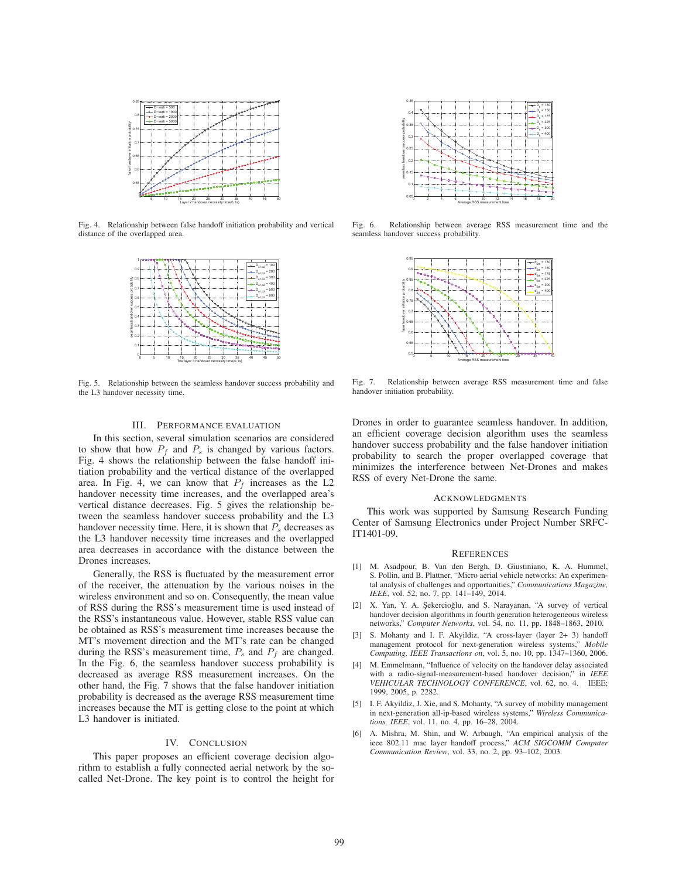0.85
0.8
0.75
0.7
0.65
0.6
0.55
D=verti = 500
D=verti = 1000
D=verti = 2000
D=verti = 5000
false handover initiation probability
5 10 15 20 25 30 35 40 45 50
Layer 2 handover necessity time(0.1s)

Fig. 4. Relationship between false handoff initiation probability and vertical distance of the overlapped area.

1
0.9
0.8
0.7
0.6
0.5
0.4
0.3
0.2
0.1
0
$D_{c0,d2}$ = 100
$D_{c0,d2}$ = 200
$D_{c0,d2}$ = 300
$D_{c0,d2}$ = 400
$D_{c0,d2}$ = 500
$D_{c0,d2}$ = 600
seamless handover success probability
0 5 10 15 20 25 30 35 40 45 50
The layer 3 handover necessity time(0.1s)

Fig. 5. Relationship between the seamless handover success probability and the L3 handover necessity time.

0.45
0.4
0.35
0.3
0.25
0.2
0.15
0.1
0.05
$D_s$ = 130
$D_s$ = 150
$D_s$ = 175
$D_s$ = 225
$D_s$ = 300
$D_s$ = 400
seamless handover success probability
0 2 4 6 8 10 12 14 16 18 20
Average RSS measurement time

Fig. 6. Relationship between average RSS measurement time and the seamless handover success probability.

0.95
0.9
0.85
0.8
0.75
0.7
0.65
0.6
0.55
0.5
$d_{SS}$ = 130
$d_{SS}$ = 150
$d_{SS}$ = 175
$d_{SS}$ = 225
$d_{SS}$ = 300
$d_{SS}$ = 400
false handover initiation probability
0 5 10 15 20 25 30 35 40
Average RSS measurement time

Fig. 7. Relationship between average RSS measurement time and false handover initiation probability.

## III. Performance Evaluation

In this section, several simulation scenarios are considered to show that how $P_f$ and $P_s$ is changed by various factors. Fig. 4 shows the relationship between the false handoff initiation probability and the vertical distance of the overlapped area. In Fig. 4, we can know that $P_f$ increases as the L2 handover necessity time increases, and the overlapped area's vertical distance decreases. Fig. 5 gives the relationship between the seamless handover success probability and the L3 handover necessity time. Here, it is shown that $P_s$ decreases as the L3 handover necessity time increases and the overlapped area decreases in accordance with the distance between the Drones increases.

Generally, the RSS is fluctuated by the measurement error of the receiver, the attenuation by the various noises in the wireless environment and so on. Consequently, the mean value of RSS during the RSS's measurement time is used instead of the RSS's instantaneous value. However, stable RSS value can be obtained as RSS's measurement time increases because the MT's movement direction and the MT's rate can be changed during the RSS's measurement time, $P_s$ and $P_f$ are changed. In the Fig. 6, the seamless handover success probability is decreased as average RSS measurement increases. On the other hand, the Fig. 7 shows that the false handover initiation probability is decreased as the average RSS measurement time increases because the MT is getting close to the point at which L3 handover is initiated.

## IV. Conclusion

This paper proposes an efficient coverage decision algorithm to establish a fully connected aerial network by the so-called Net-Drone. The key point is to control the height for Drones in order to guarantee seamless handover. In addition, an efficient coverage decision algorithm uses the seamless handover success probability and the false handover initiation probability to search the proper overlapped coverage that minimizes the interference between Net-Drones and makes RSS of every Net-Drone the same.

## Acknowledgments

This work was supported by Samsung Research Funding Center of Samsung Electronics under Project Number SRFC-IT1401-09.

## References

[1] M. Asadpour, B. Van den Bergh, D. Giustiniano, K. A. Hummel, S. Pollin, and B. Plattner, "Micro aerial vehicle networks: An experimental analysis of challenges and opportunities," *Communications Magazine, IEEE*, vol. 52, no. 7, pp. 141–149, 2014.

[2] X. Yan, Y. A. Şekercioğlu, and S. Narayanan, "A survey of vertical handover decision algorithms in fourth generation heterogeneous wireless networks," *Computer Networks*, vol. 54, no. 11, pp. 1848–1863, 2010.

[3] S. Mohanty and I. F. Akyildiz, "A cross-layer (layer 2+ 3) handoff management protocol for next-generation wireless systems," *Mobile Computing, IEEE Transactions on*, vol. 5, no. 10, pp. 1347–1360, 2006.

[4] M. Emmelmann, "Influence of velocity on the handover delay associated with a radio-signal-measurement-based handover decision," in *IEEE VEHICULAR TECHNOLOGY CONFERENCE*, vol. 62, no. 4. IEEE; 1999, 2005, p. 2282.

[5] I. F. Akyildiz, J. Xie, and S. Mohanty, "A survey of mobility management in next-generation all-ip-based wireless systems," *Wireless Communications, IEEE*, vol. 11, no. 4, pp. 16–28, 2004.

[6] A. Mishra, M. Shin, and W. Arbaugh, "An empirical analysis of the ieee 802.11 mac layer handoff process," *ACM SIGCOMM Computer Communication Review*, vol. 33, no. 2, pp. 93–102, 2003.